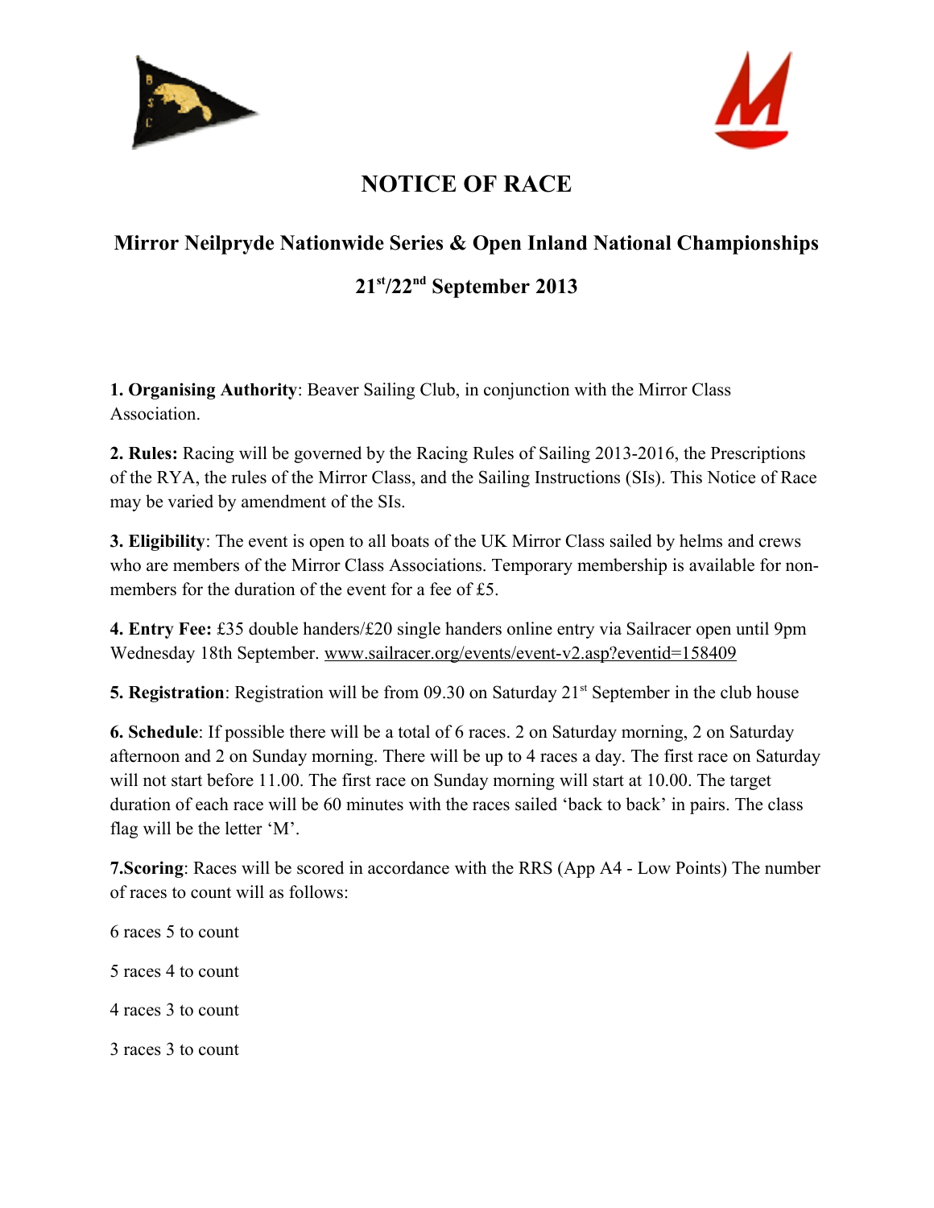# NOTICE OF RACE

## Mirror Neilpryde Nationwide Series & Open Inland National Championships

## 21st/22nd September 2013

**1. Organising Authority**: Beaver Sailing Club, in conjunction with the Mirror Class Association.

**2. Rules:** Racing will be governed by the Racing Rules of Sailing 2013-2016, the Prescriptions of the RYA, the rules of the Mirror Class, and the Sailing Instructions (SIs). This Notice of Race may be varied by amendment of the SIs.

**3. Eligibility**: The event is open to all boats of the UK Mirror Class sailed by helms and crews who are members of the Mirror Class Associations. Temporary membership is available for non-members for the duration of the event for a fee of £5.

**4. Entry Fee:** £35 double handers/£20 single handers online entry via Sailracer open until 9pm Wednesday 18th September. www.sailracer.org/events/event-v2.asp?eventid=158409

**5. Registration**: Registration will be from 09.30 on Saturday 21st September in the club house

**6. Schedule**: If possible there will be a total of 6 races. 2 on Saturday morning, 2 on Saturday afternoon and 2 on Sunday morning. There will be up to 4 races a day. The first race on Saturday will not start before 11.00. The first race on Sunday morning will start at 10.00. The target duration of each race will be 60 minutes with the races sailed 'back to back' in pairs. The class flag will be the letter 'M'.

**7.Scoring**: Races will be scored in accordance with the RRS (App A4 - Low Points) The number of races to count will as follows:

6 races 5 to count

5 races 4 to count

4 races 3 to count

3 races 3 to count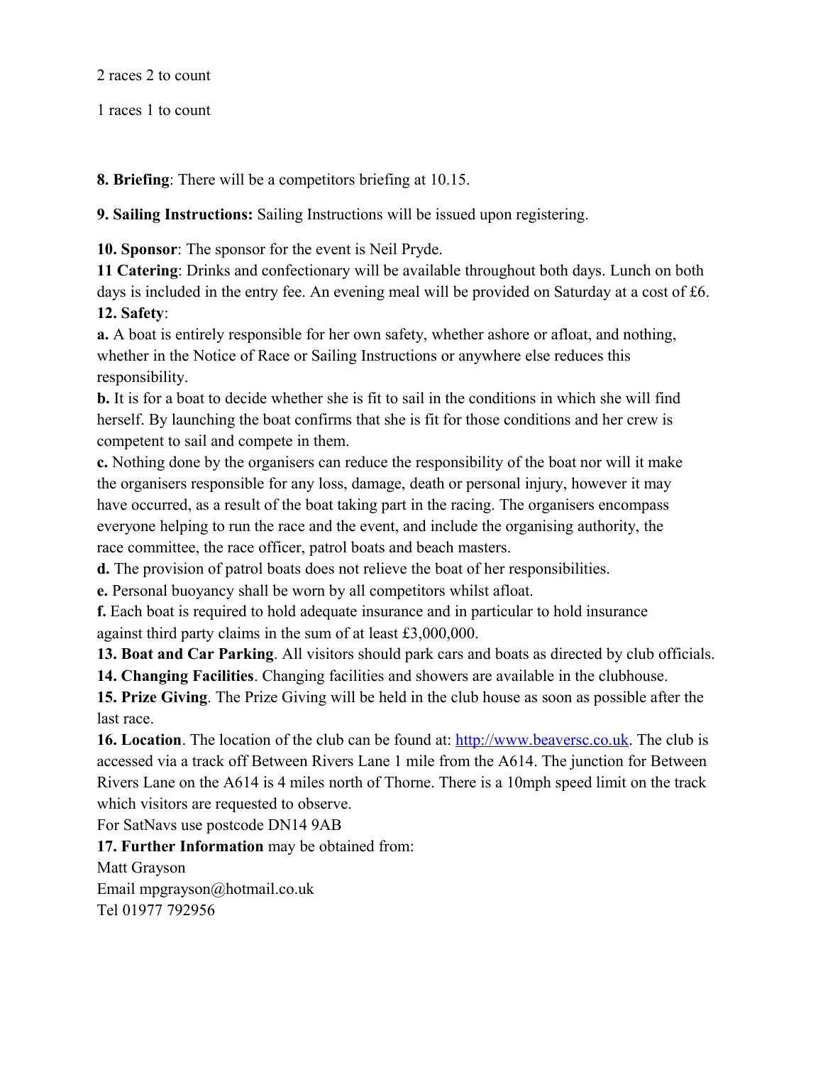2 races 2 to count

1 races 1 to count

**8. Briefing**: There will be a competitors briefing at 10.15.

**9. Sailing Instructions:** Sailing Instructions will be issued upon registering.

**10. Sponsor**: The sponsor for the event is Neil Pryde.

**11 Catering**: Drinks and confectionary will be available throughout both days. Lunch on both days is included in the entry fee. An evening meal will be provided on Saturday at a cost of £6.

**12. Safety**:

**a.** A boat is entirely responsible for her own safety, whether ashore or afloat, and nothing, whether in the Notice of Race or Sailing Instructions or anywhere else reduces this responsibility.

**b.** It is for a boat to decide whether she is fit to sail in the conditions in which she will find herself. By launching the boat confirms that she is fit for those conditions and her crew is competent to sail and compete in them.

**c.** Nothing done by the organisers can reduce the responsibility of the boat nor will it make the organisers responsible for any loss, damage, death or personal injury, however it may have occurred, as a result of the boat taking part in the racing. The organisers encompass everyone helping to run the race and the event, and include the organising authority, the race committee, the race officer, patrol boats and beach masters.

**d.** The provision of patrol boats does not relieve the boat of her responsibilities.

**e.** Personal buoyancy shall be worn by all competitors whilst afloat.

**f.** Each boat is required to hold adequate insurance and in particular to hold insurance against third party claims in the sum of at least £3,000,000.

**13. Boat and Car Parking**. All visitors should park cars and boats as directed by club officials.

**14. Changing Facilities**. Changing facilities and showers are available in the clubhouse.

**15. Prize Giving**. The Prize Giving will be held in the club house as soon as possible after the last race.

**16. Location**. The location of the club can be found at: [http://www.beaversc.co.uk](http://www.beaversc.co.uk). The club is accessed via a track off Between Rivers Lane 1 mile from the A614. The junction for Between Rivers Lane on the A614 is 4 miles north of Thorne. There is a 10mph speed limit on the track which visitors are requested to observe.

For SatNavs use postcode DN14 9AB

**17. Further Information** may be obtained from:

Matt Grayson

Email mpgrayson@hotmail.co.uk

Tel 01977 792956